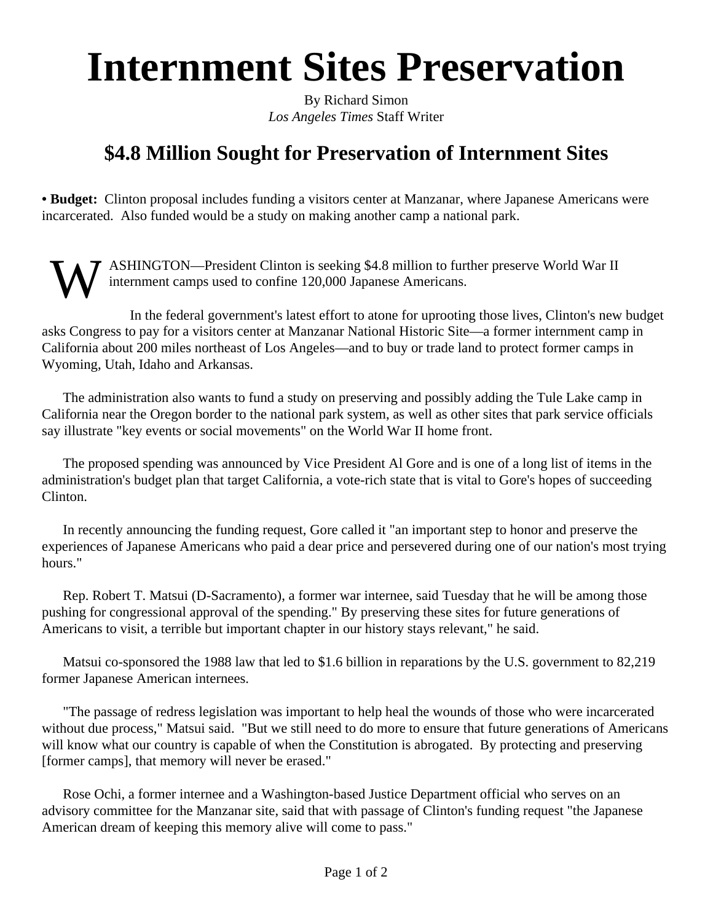# Internment Sites Preservation

By Richard Simon
*Los Angeles Times* Staff Writer

## $4.8 Million Sought for Preservation of Internment Sites

**• Budget:** Clinton proposal includes funding a visitors center at Manzanar, where Japanese Americans were incarcerated. Also funded would be a study on making another camp a national park.

WASHINGTON—President Clinton is seeking $4.8 million to further preserve World War II internment camps used to confine 120,000 Japanese Americans.

In the federal government's latest effort to atone for uprooting those lives, Clinton's new budget asks Congress to pay for a visitors center at Manzanar National Historic Site—a former internment camp in California about 200 miles northeast of Los Angeles—and to buy or trade land to protect former camps in Wyoming, Utah, Idaho and Arkansas.

The administration also wants to fund a study on preserving and possibly adding the Tule Lake camp in California near the Oregon border to the national park system, as well as other sites that park service officials say illustrate "key events or social movements" on the World War II home front.

The proposed spending was announced by Vice President Al Gore and is one of a long list of items in the administration's budget plan that target California, a vote-rich state that is vital to Gore's hopes of succeeding Clinton.

In recently announcing the funding request, Gore called it "an important step to honor and preserve the experiences of Japanese Americans who paid a dear price and persevered during one of our nation's most trying hours."

Rep. Robert T. Matsui (D-Sacramento), a former war internee, said Tuesday that he will be among those pushing for congressional approval of the spending." By preserving these sites for future generations of Americans to visit, a terrible but important chapter in our history stays relevant," he said.

Matsui co-sponsored the 1988 law that led to $1.6 billion in reparations by the U.S. government to 82,219 former Japanese American internees.

"The passage of redress legislation was important to help heal the wounds of those who were incarcerated without due process," Matsui said. "But we still need to do more to ensure that future generations of Americans will know what our country is capable of when the Constitution is abrogated. By protecting and preserving [former camps], that memory will never be erased."

Rose Ochi, a former internee and a Washington-based Justice Department official who serves on an advisory committee for the Manzanar site, said that with passage of Clinton's funding request "the Japanese American dream of keeping this memory alive will come to pass."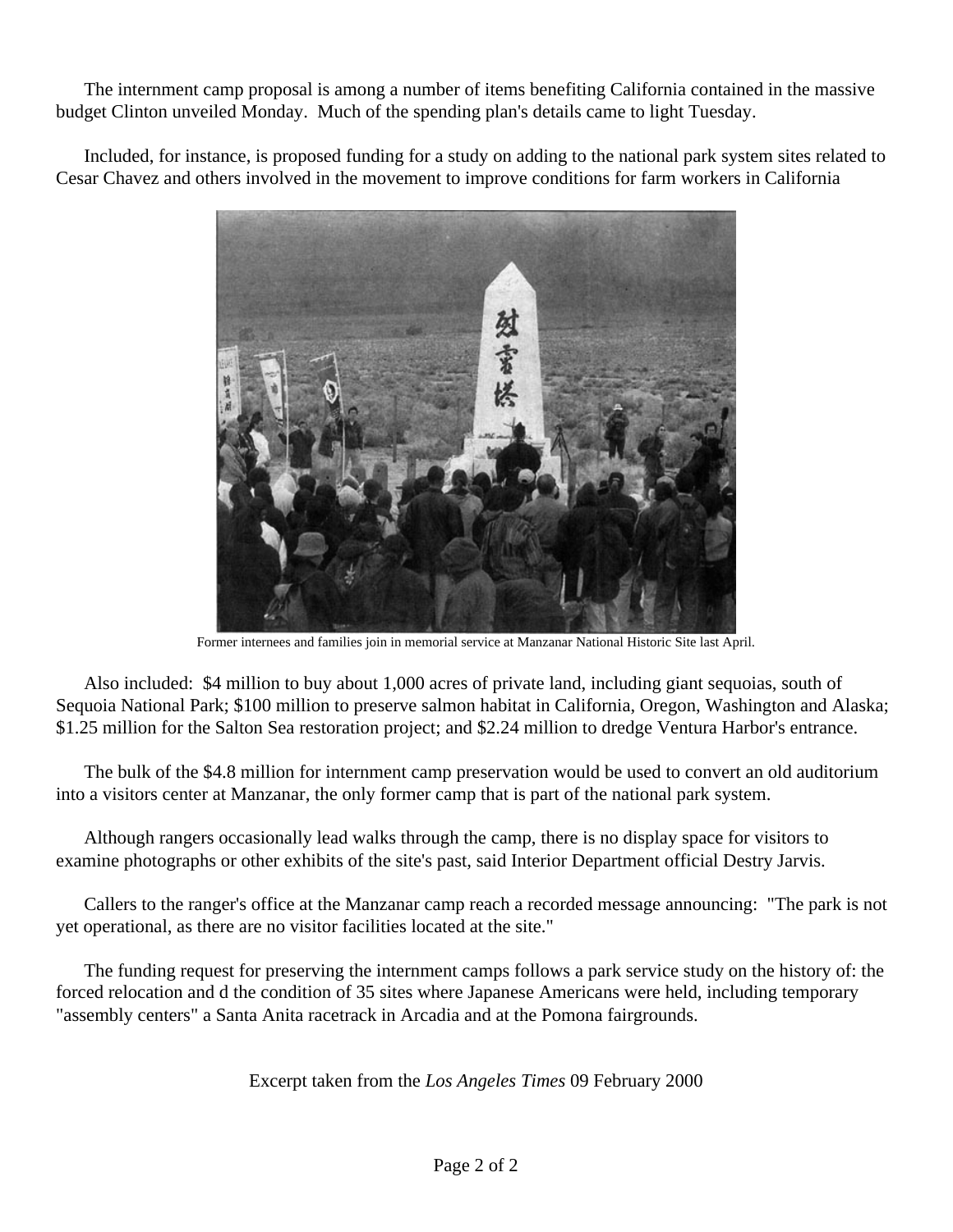The internment camp proposal is among a number of items benefiting California contained in the massive budget Clinton unveiled Monday. Much of the spending plan's details came to light Tuesday.

Included, for instance, is proposed funding for a study on adding to the national park system sites related to Cesar Chavez and others involved in the movement to improve conditions for farm workers in California

Former internees and families join in memorial service at Manzanar National Historic Site last April.

Also included: $4 million to buy about 1,000 acres of private land, including giant sequoias, south of Sequoia National Park; $100 million to preserve salmon habitat in California, Oregon, Washington and Alaska; $1.25 million for the Salton Sea restoration project; and $2.24 million to dredge Ventura Harbor's entrance.

The bulk of the $4.8 million for internment camp preservation would be used to convert an old auditorium into a visitors center at Manzanar, the only former camp that is part of the national park system.

Although rangers occasionally lead walks through the camp, there is no display space for visitors to examine photographs or other exhibits of the site's past, said Interior Department official Destry Jarvis.

Callers to the ranger's office at the Manzanar camp reach a recorded message announcing: "The park is not yet operational, as there are no visitor facilities located at the site."

The funding request for preserving the internment camps follows a park service study on the history of: the forced relocation and d the condition of 35 sites where Japanese Americans were held, including temporary "assembly centers" a Santa Anita racetrack in Arcadia and at the Pomona fairgrounds.

Excerpt taken from the *Los Angeles Times* 09 February 2000